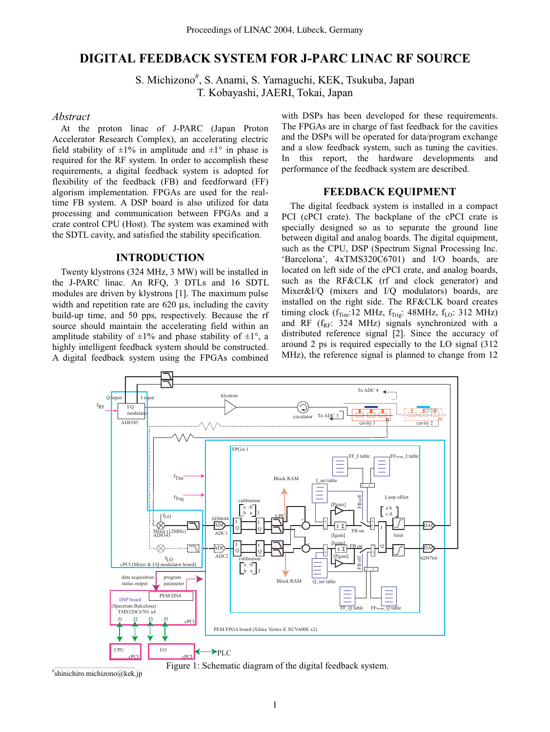# DIGITAL FEEDBACK SYSTEM FOR J-PARC LINAC RF SOURCE

S. Michizono#, S. Anami, S. Yamaguchi, KEK, Tsukuba, Japan
T. Kobayashi, JAERI, Tokai, Japan

## *Abstract*

At the proton linac of J-PARC (Japan Proton Accelerator Research Complex), an accelerating electric field stability of ±1% in amplitude and ±1° in phase is required for the RF system. In order to accomplish these requirements, a digital feedback system is adopted for flexibility of the feedback (FB) and feedforward (FF) algorism implementation. FPGAs are used for the real-time FB system. A DSP board is also utilized for data processing and communication between FPGAs and a crate control CPU (Host). The system was examined with the SDTL cavity, and satisfied the stability specification.

## INTRODUCTION

Twenty klystrons (324 MHz, 3 MW) will be installed in the J-PARC linac. An RFQ, 3 DTLs and 16 SDTL modules are driven by klystrons [1]. The maximum pulse width and repetition rate are 620 µs, including the cavity build-up time, and 50 pps, respectively. Because the rf source should maintain the accelerating field within an amplitude stability of ±1% and phase stability of ±1°, a highly intelligent feedback system should be constructed. A digital feedback system using the FPGAs combined with DSPs has been developed for these requirements. The FPGAs are in charge of fast feedback for the cavities and the DSPs will be operated for data/program exchange and a slow feedback system, such as tuning the cavities. In this report, the hardware developments and performance of the feedback system are described.

## FEEDBACK EQUIPMENT

The digital feedback system is installed in a compact PCI (cPCI crate). The backplane of the cPCI crate is specially designed so as to separate the ground line between digital and analog boards. The digital equipment, such as the CPU, DSP (Spectrum Signal Processing Inc. 'Barcelona', 4xTMS320C6701) and I/O boards, are located on left side of the cPCI crate, and analog boards, such as the RF&CLK (rf and clock generator) and Mixer&I/Q (mixers and I/Q modulators) boards, are installed on the right side. The RF&CLK board creates timing clock ($f_{Tim}$:12 MHz, $f_{Trig}$: 48MHz, $f_{LO}$: 312 MHz) and RF ($f_{RF}$: 324 MHz) signals synchronized with a distributed reference signal [2]. Since the accuracy of around 2 ps is required especially to the LO signal (312 MHz), the reference signal is planned to change from 12

Figure 1: Schematic diagram of the digital feedback system.

#shinichiro.michizono@kek.jp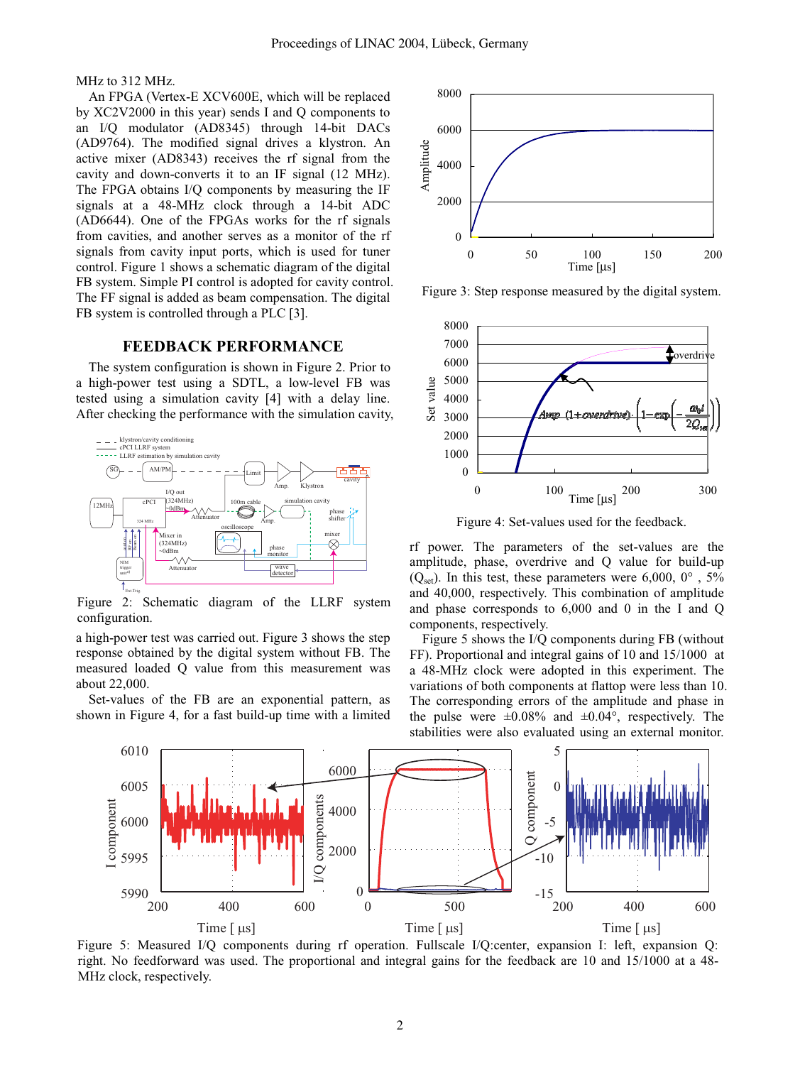MHz to 312 MHz.

An FPGA (Vertex-E XCV600E, which will be replaced by XC2V2000 in this year) sends I and Q components to an I/Q modulator (AD8345) through 14-bit DACs (AD9764). The modified signal drives a klystron. An active mixer (AD8343) receives the rf signal from the cavity and down-converts it to an IF signal (12 MHz). The FPGA obtains I/Q components by measuring the IF signals at a 48-MHz clock through a 14-bit ADC (AD6644). One of the FPGAs works for the rf signals from cavities, and another serves as a monitor of the rf signals from cavity input ports, which is used for tuner control. Figure 1 shows a schematic diagram of the digital FB system. Simple PI control is adopted for cavity control. The FF signal is added as beam compensation. The digital FB system is controlled through a PLC [3].

## FEEDBACK PERFORMANCE

The system configuration is shown in Figure 2. Prior to a high-power test using a SDTL, a low-level FB was tested using a simulation cavity [4] with a delay line. After checking the performance with the simulation cavity, a high-power test was carried out. Figure 3 shows the step response obtained by the digital system without FB. The measured loaded Q value from this measurement was about 22,000.

Figure 2: Schematic diagram of the LLRF system configuration.

Set-values of the FB are an exponential pattern, as shown in Figure 4, for a fast build-up time with a limited rf power. The parameters of the set-values are the amplitude, phase, overdrive and Q value for build-up ($Q_{set}$). In this test, these parameters were 6,000, 0°, 5% and 40,000, respectively. This combination of amplitude and phase corresponds to 6,000 and 0 in the I and Q components, respectively.

Figure 3: Step response measured by the digital system.

$$Amp\,(1+overdrive)\left(1-\exp\left(-\frac{\omega_0 t}{2Q_{set}}\right)\right)$$

Figure 4: Set-values used for the feedback.

Figure 5 shows the I/Q components during FB (without FF). Proportional and integral gains of 10 and 15/1000 at a 48-MHz clock were adopted in this experiment. The variations of both components at flattop were less than 10. The corresponding errors of the amplitude and phase in the pulse were ±0.08% and ±0.04°, respectively. The stabilities were also evaluated using an external monitor.

Figure 5: Measured I/Q components during rf operation. Fullscale I/Q:center, expansion I: left, expansion Q: right. No feedforward was used. The proportional and integral gains for the feedback are 10 and 15/1000 at a 48-MHz clock, respectively.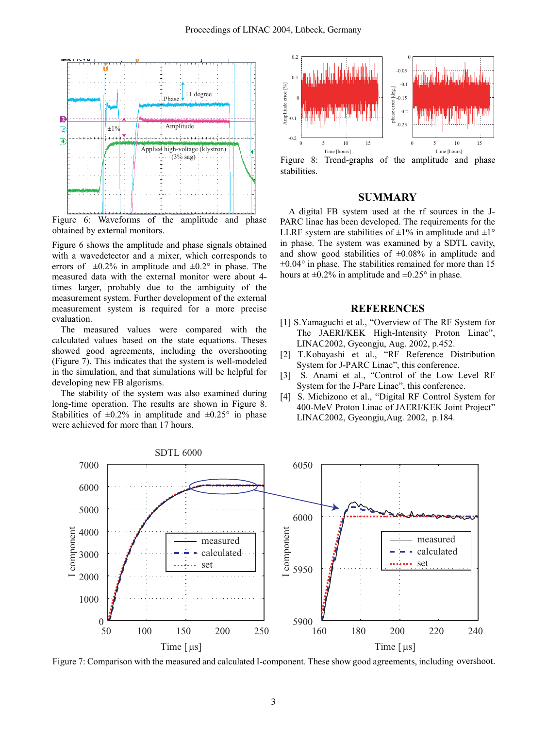Phase

±1 degree

±1%

Amplitude

Applied high-voltage (klystron)
(3% sag)

Figure 6: Waveforms of the amplitude and phase obtained by external monitors.

Figure 6 shows the amplitude and phase signals obtained with a wavedetector and a mixer, which corresponds to errors of ±0.2% in amplitude and ±0.2° in phase. The measured data with the external monitor were about 4-times larger, probably due to the ambiguity of the measurement system. Further development of the external measurement system is required for a more precise evaluation.

The measured values were compared with the calculated values based on the state equations. Theses showed good agreements, including the overshooting (Figure 7). This indicates that the system is well-modeled in the simulation, and that simulations will be helpful for developing new FB algorisms.

The stability of the system was also examined during long-time operation. The results are shown in Figure 8. Stabilities of ±0.2% in amplitude and ±0.25° in phase were achieved for more than 17 hours.

Amplitude error [%]

Time [hours]

phase error [deg.]

Time [hours]

Figure 8: Trend-graphs of the amplitude and phase stabilities.

## SUMMARY

A digital FB system used at the rf sources in the J-PARC linac has been developed. The requirements for the LLRF system are stabilities of ±1% in amplitude and ±1° in phase. The system was examined by a SDTL cavity, and show good stabilities of ±0.08% in amplitude and ±0.04° in phase. The stabilities remained for more than 15 hours at ±0.2% in amplitude and ±0.25° in phase.

## REFERENCES

[1] S.Yamaguchi et al., "Overview of The RF System for The JAERI/KEK High-Intensity Proton Linac", LINAC2002, Gyeongju, Aug. 2002, p.452.

[2] T.Kobayashi et al., "RF Reference Distribution System for J-PARC Linac", this conference.

[3] S. Anami et al., "Control of the Low Level RF System for the J-Parc Linac", this conference.

[4] S. Michizono et al., "Digital RF Control System for 400-MeV Proton Linac of JAERI/KEK Joint Project" LINAC2002, Gyeongju,Aug. 2002, p.184.

SDTL 6000

I component

Time [μs]

measured
calculated
set

Figure 7: Comparison with the measured and calculated I-component. These show good agreements, including overshoot.